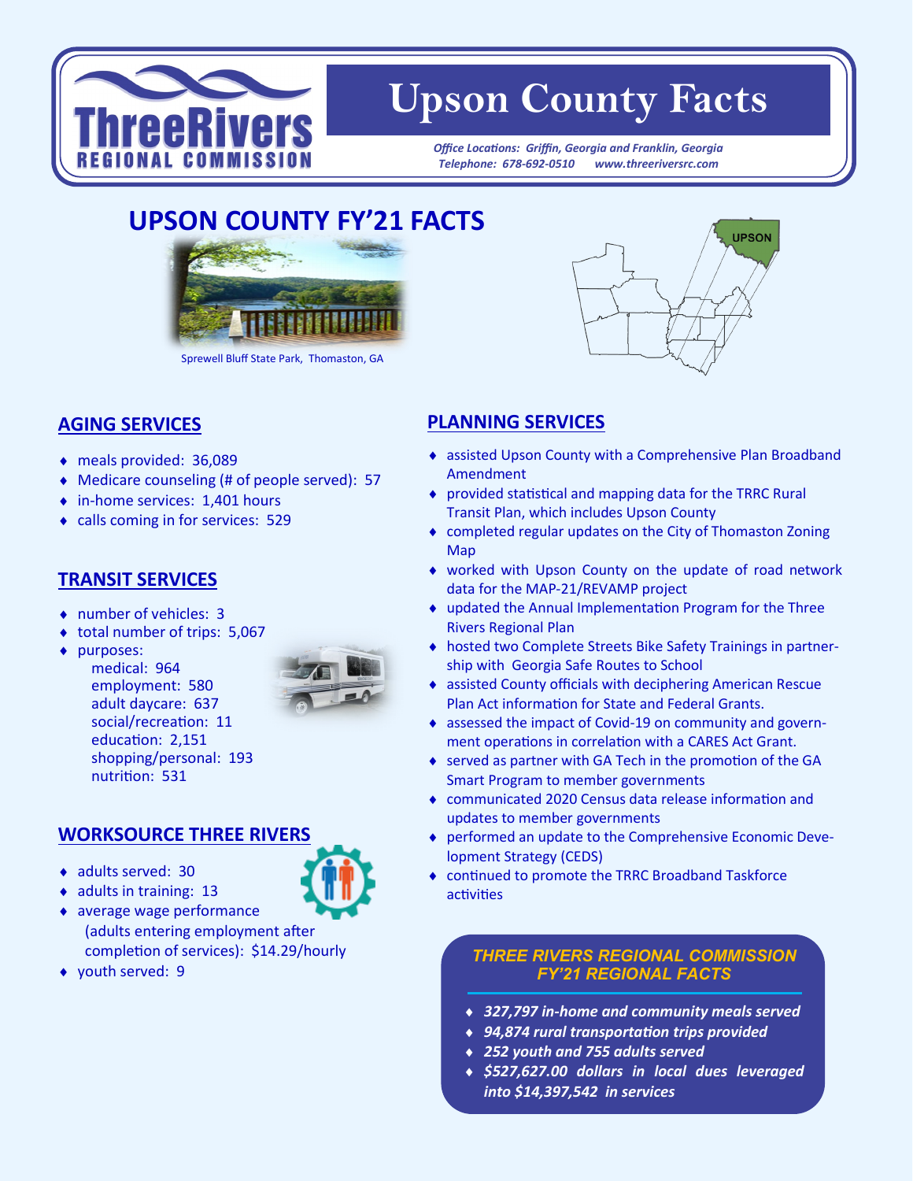# Upson County Facts

*Office Locations: Griffin, Georgia and Franklin, Georgia*
*Telephone: 678-692-0510 www.threeriversrc.com*

## UPSON COUNTY FY'21 FACTS

Sprewell Bluff State Park, Thomaston, GA

### AGING SERVICES

- meals provided: 36,089
- Medicare counseling (# of people served): 57
- in-home services: 1,401 hours
- calls coming in for services: 529

### TRANSIT SERVICES

- number of vehicles: 3
- total number of trips: 5,067
- purposes:
  - medical: 964
  - employment: 580
  - adult daycare: 637
  - social/recreation: 11
  - education: 2,151
  - shopping/personal: 193
  - nutrition: 531

### WORKSOURCE THREE RIVERS

- adults served: 30
- adults in training: 13
- average wage performance (adults entering employment after completion of services): $14.29/hourly
- youth served: 9

### PLANNING SERVICES

- assisted Upson County with a Comprehensive Plan Broadband Amendment
- provided statistical and mapping data for the TRRC Rural Transit Plan, which includes Upson County
- completed regular updates on the City of Thomaston Zoning Map
- worked with Upson County on the update of road network data for the MAP-21/REVAMP project
- updated the Annual Implementation Program for the Three Rivers Regional Plan
- hosted two Complete Streets Bike Safety Trainings in partnership with Georgia Safe Routes to School
- assisted County officials with deciphering American Rescue Plan Act information for State and Federal Grants.
- assessed the impact of Covid-19 on community and government operations in correlation with a CARES Act Grant.
- served as partner with GA Tech in the promotion of the GA Smart Program to member governments
- communicated 2020 Census data release information and updates to member governments
- performed an update to the Comprehensive Economic Development Strategy (CEDS)
- continued to promote the TRRC Broadband Taskforce activities

### *THREE RIVERS REGIONAL COMMISSION FY'21 REGIONAL FACTS*

- ***327,797 in-home and community meals served***
- ***94,874 rural transportation trips provided***
- ***252 youth and 755 adults served***
- ***$527,627.00 dollars in local dues leveraged into $14,397,542 in services***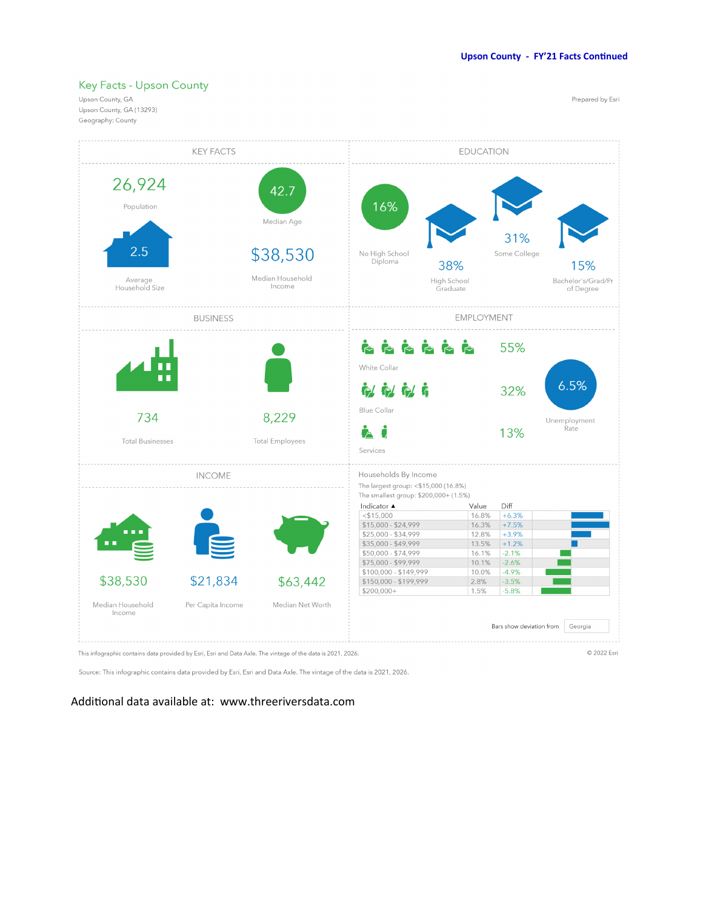**Upson County - FY'21 Facts Continued**

## Key Facts - Upson County

Upson County, GA
Upson County, GA (13293)
Geography: County

Prepared by Esri

### KEY FACTS

26,924
Population

42.7
Median Age

2.5
Average Household Size

$38,530
Median Household Income

### EDUCATION

16%
No High School Diploma

38%
High School Graduate

31%
Some College

15%
Bachelor's/Grad/Prof Degree

### BUSINESS

734
Total Businesses

8,229
Total Employees

### EMPLOYMENT

55%
White Collar

32%
Blue Collar

13%
Services

6.5%
Unemployment Rate

### INCOME

$38,530
Median Household Income

$21,834
Per Capita Income

$63,442
Median Net Worth

### Households By Income

The largest group: <$15,000 (16.8%)
The smallest group: $200,000+ (1.5%)

| Indicator ▲ | Value | Diff |
|---|---|---|
| <$15,000 | 16.8% | +6.3% |
| $15,000 - $24,999 | 16.3% | +7.5% |
| $25,000 - $34,999 | 12.8% | +3.9% |
| $35,000 - $49,999 | 13.5% | +1.2% |
| $50,000 - $74,999 | 16.1% | -2.1% |
| $75,000 - $99,999 | 10.1% | -2.6% |
| $100,000 - $149,999 | 10.0% | -4.9% |
| $150,000 - $199,999 | 2.8% | -3.5% |
| $200,000+ | 1.5% | -5.8% |

Bars show deviation from Georgia

This infographic contains data provided by Esri, Esri and Data Axle. The vintage of the data is 2021, 2026.

© 2022 Esri

Source: This infographic contains data provided by Esri, Esri and Data Axle. The vintage of the data is 2021, 2026.

Additional data available at: www.threeriversdata.com